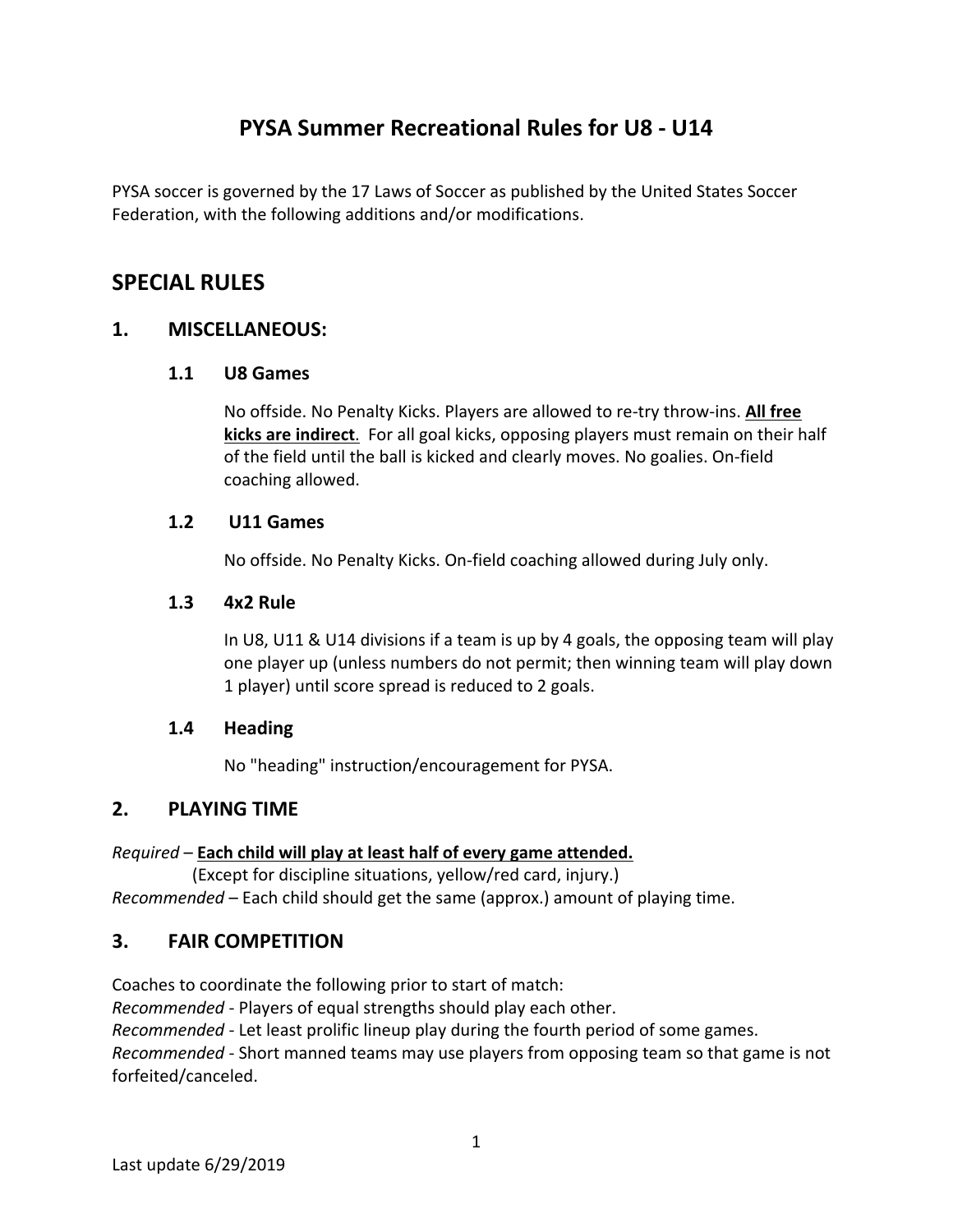# PYSA Summer Recreational Rules for U8 - U14

PYSA soccer is governed by the 17 Laws of Soccer as published by the United States Soccer Federation, with the following additions and/or modifications.

## SPECIAL RULES

### 1. MISCELLANEOUS:

#### 1.1 U8 Games

No offside. No Penalty Kicks. Players are allowed to re-try throw-ins. **All free kicks are indirect**. For all goal kicks, opposing players must remain on their half of the field until the ball is kicked and clearly moves. No goalies. On-field coaching allowed.

#### 1.2 U11 Games

No offside. No Penalty Kicks. On-field coaching allowed during July only.

#### 1.3 4x2 Rule

In U8, U11 & U14 divisions if a team is up by 4 goals, the opposing team will play one player up (unless numbers do not permit; then winning team will play down 1 player) until score spread is reduced to 2 goals.

#### 1.4 Heading

No "heading" instruction/encouragement for PYSA.

### 2. PLAYING TIME

*Required* – **Each child will play at least half of every game attended.**
(Except for discipline situations, yellow/red card, injury.)
*Recommended* – Each child should get the same (approx.) amount of playing time.

### 3. FAIR COMPETITION

Coaches to coordinate the following prior to start of match:
*Recommended* - Players of equal strengths should play each other.
*Recommended* - Let least prolific lineup play during the fourth period of some games.
*Recommended* - Short manned teams may use players from opposing team so that game is not forfeited/canceled.

Last update 6/29/2019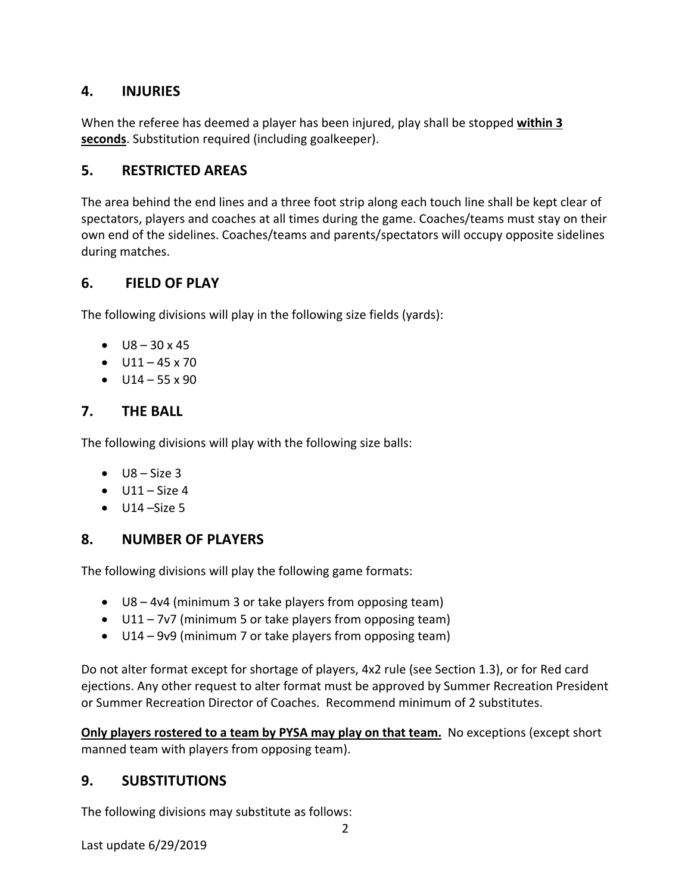## 4. INJURIES

When the referee has deemed a player has been injured, play shall be stopped **within 3 seconds**. Substitution required (including goalkeeper).

## 5. RESTRICTED AREAS

The area behind the end lines and a three foot strip along each touch line shall be kept clear of spectators, players and coaches at all times during the game. Coaches/teams must stay on their own end of the sidelines. Coaches/teams and parents/spectators will occupy opposite sidelines during matches.

## 6. FIELD OF PLAY

The following divisions will play in the following size fields (yards):

- U8 – 30 x 45
- U11 – 45 x 70
- U14 – 55 x 90

## 7. THE BALL

The following divisions will play with the following size balls:

- U8 – Size 3
- U11 – Size 4
- U14 –Size 5

## 8. NUMBER OF PLAYERS

The following divisions will play the following game formats:

- U8 – 4v4 (minimum 3 or take players from opposing team)
- U11 – 7v7 (minimum 5 or take players from opposing team)
- U14 – 9v9 (minimum 7 or take players from opposing team)

Do not alter format except for shortage of players, 4x2 rule (see Section 1.3), or for Red card ejections. Any other request to alter format must be approved by Summer Recreation President or Summer Recreation Director of Coaches. Recommend minimum of 2 substitutes.

**Only players rostered to a team by PYSA may play on that team.** No exceptions (except short manned team with players from opposing team).

## 9. SUBSTITUTIONS

The following divisions may substitute as follows:

Last update 6/29/2019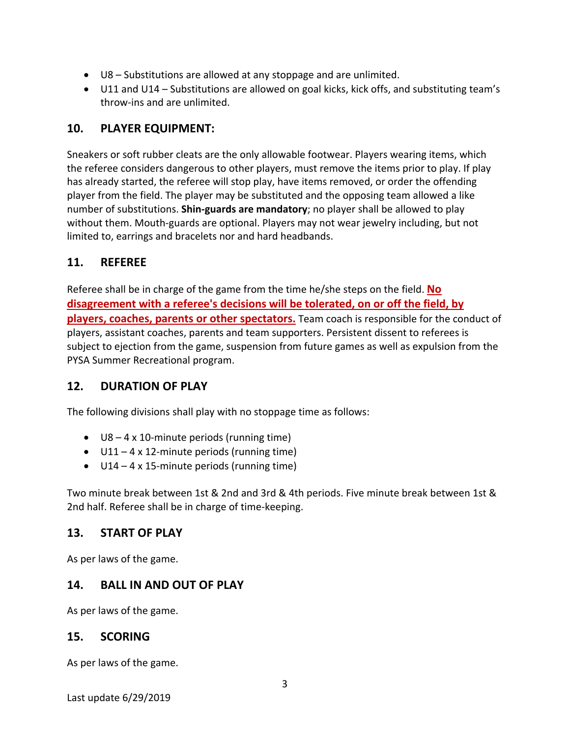- U8 – Substitutions are allowed at any stoppage and are unlimited.
- U11 and U14 – Substitutions are allowed on goal kicks, kick offs, and substituting team's throw-ins and are unlimited.

## 10. PLAYER EQUIPMENT:

Sneakers or soft rubber cleats are the only allowable footwear. Players wearing items, which the referee considers dangerous to other players, must remove the items prior to play. If play has already started, the referee will stop play, have items removed, or order the offending player from the field. The player may be substituted and the opposing team allowed a like number of substitutions. **Shin-guards are mandatory**; no player shall be allowed to play without them. Mouth-guards are optional. Players may not wear jewelry including, but not limited to, earrings and bracelets nor and hard headbands.

## 11. REFEREE

Referee shall be in charge of the game from the time he/she steps on the field. **No disagreement with a referee's decisions will be tolerated, on or off the field, by players, coaches, parents or other spectators.** Team coach is responsible for the conduct of players, assistant coaches, parents and team supporters. Persistent dissent to referees is subject to ejection from the game, suspension from future games as well as expulsion from the PYSA Summer Recreational program.

## 12. DURATION OF PLAY

The following divisions shall play with no stoppage time as follows:

- U8 – 4 x 10-minute periods (running time)
- U11 – 4 x 12-minute periods (running time)
- U14 – 4 x 15-minute periods (running time)

Two minute break between 1st & 2nd and 3rd & 4th periods. Five minute break between 1st & 2nd half. Referee shall be in charge of time-keeping.

## 13. START OF PLAY

As per laws of the game.

## 14. BALL IN AND OUT OF PLAY

As per laws of the game.

## 15. SCORING

As per laws of the game.

Last update 6/29/2019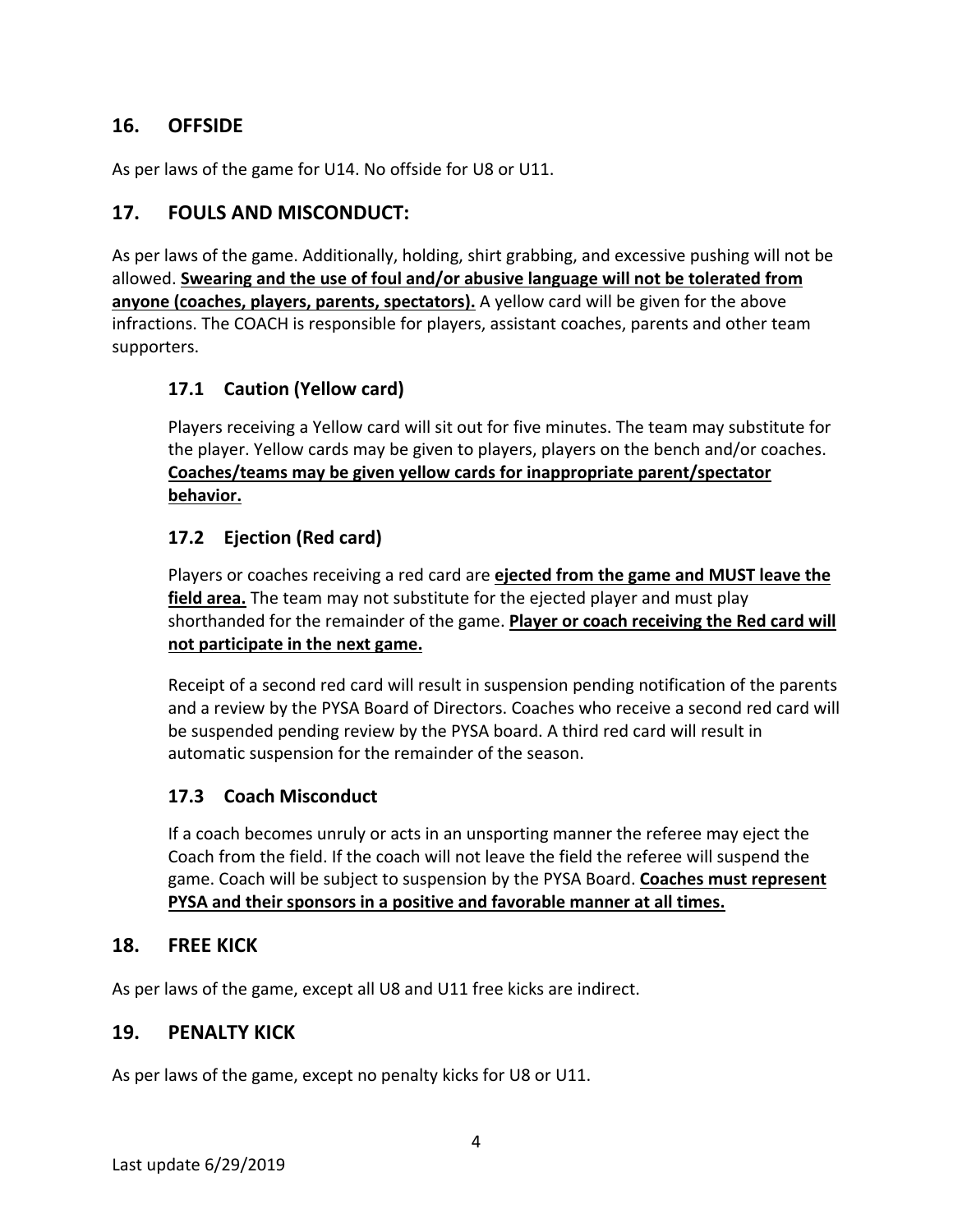## 16. OFFSIDE

As per laws of the game for U14. No offside for U8 or U11.

## 17. FOULS AND MISCONDUCT:

As per laws of the game. Additionally, holding, shirt grabbing, and excessive pushing will not be allowed. **<u>Swearing and the use of foul and/or abusive language will not be tolerated from anyone (coaches, players, parents, spectators).</u>** A yellow card will be given for the above infractions. The COACH is responsible for players, assistant coaches, parents and other team supporters.

### 17.1 Caution (Yellow card)

Players receiving a Yellow card will sit out for five minutes. The team may substitute for the player. Yellow cards may be given to players, players on the bench and/or coaches. **<u>Coaches/teams may be given yellow cards for inappropriate parent/spectator behavior.</u>**

### 17.2 Ejection (Red card)

Players or coaches receiving a red card are **<u>ejected from the game and MUST leave the field area.</u>** The team may not substitute for the ejected player and must play shorthanded for the remainder of the game. **<u>Player or coach receiving the Red card will not participate in the next game.</u>**

Receipt of a second red card will result in suspension pending notification of the parents and a review by the PYSA Board of Directors. Coaches who receive a second red card will be suspended pending review by the PYSA board. A third red card will result in automatic suspension for the remainder of the season.

### 17.3 Coach Misconduct

If a coach becomes unruly or acts in an unsporting manner the referee may eject the Coach from the field. If the coach will not leave the field the referee will suspend the game. Coach will be subject to suspension by the PYSA Board. **<u>Coaches must represent PYSA and their sponsors in a positive and favorable manner at all times.</u>**

## 18. FREE KICK

As per laws of the game, except all U8 and U11 free kicks are indirect.

## 19. PENALTY KICK

As per laws of the game, except no penalty kicks for U8 or U11.

Last update 6/29/2019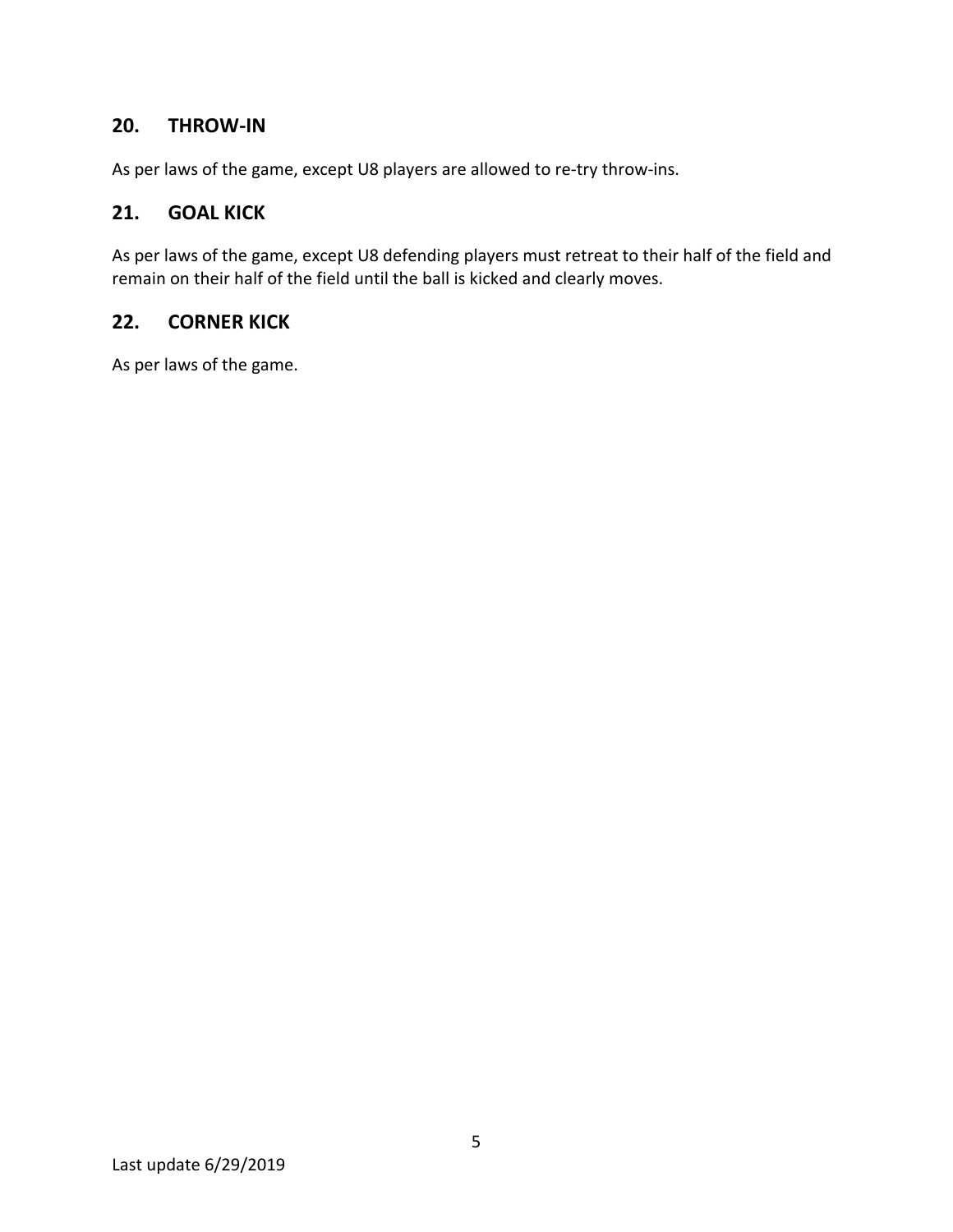## 20. THROW-IN

As per laws of the game, except U8 players are allowed to re-try throw-ins.

## 21. GOAL KICK

As per laws of the game, except U8 defending players must retreat to their half of the field and remain on their half of the field until the ball is kicked and clearly moves.

## 22. CORNER KICK

As per laws of the game.